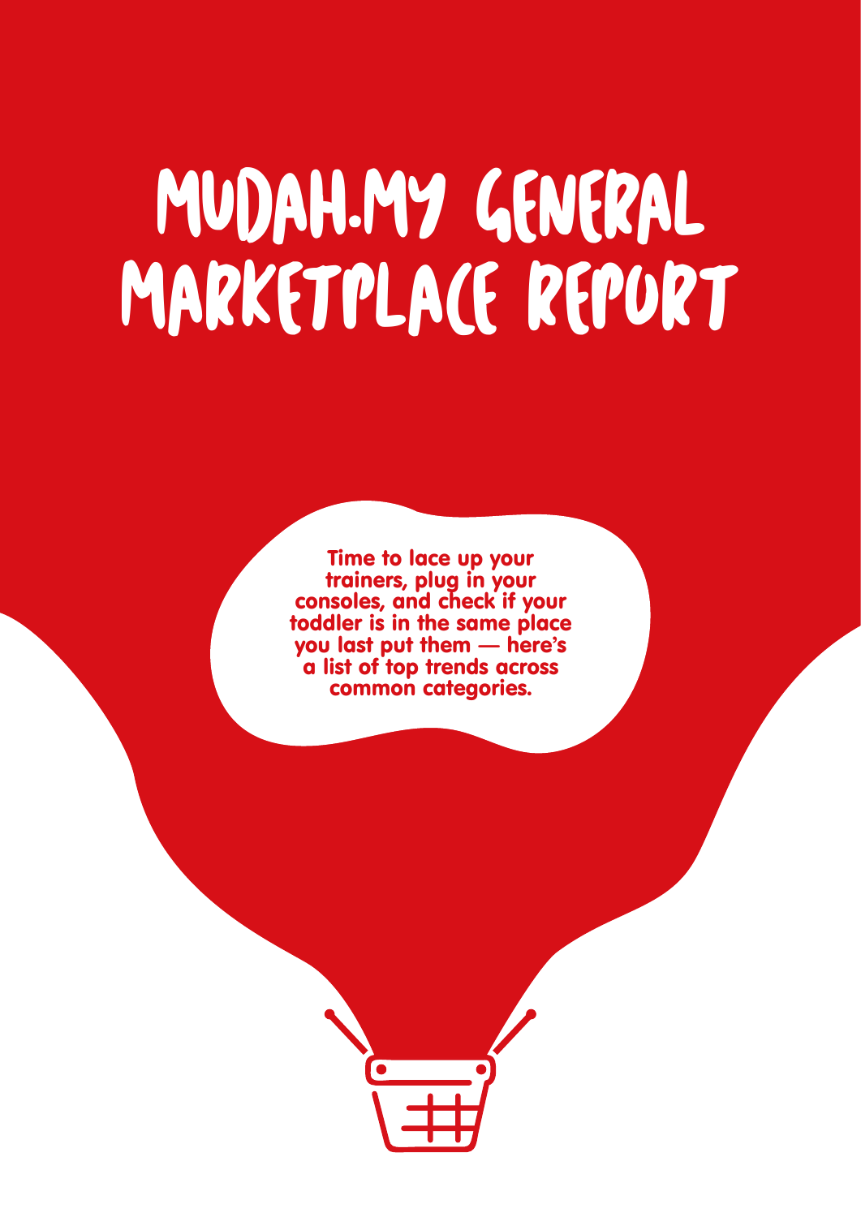# MUDAH.MY GENERAL MARKETPLACE REPORT

**Time to lace up your trainers, plug in your consoles, and check if your toddler is in the same place you last put them — here's a list of top trends across common categories.**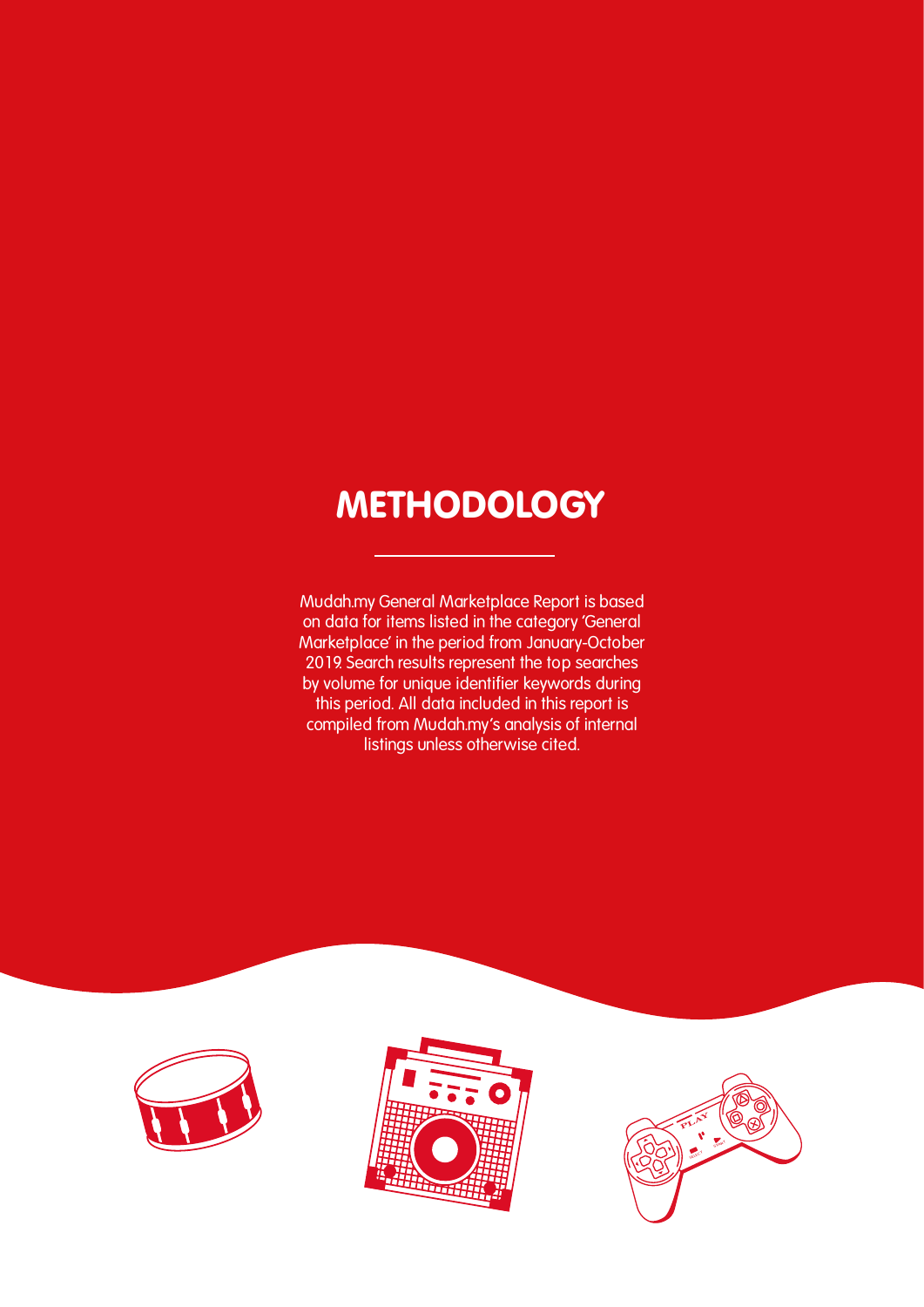# METHODOLOGY

Mudah.my General Marketplace Report is based on data for items listed in the category 'General Marketplace' in the period from January-October 2019. Search results represent the top searches by volume for unique identifier keywords during this period. All data included in this report is compiled from Mudah.my's analysis of internal listings unless otherwise cited.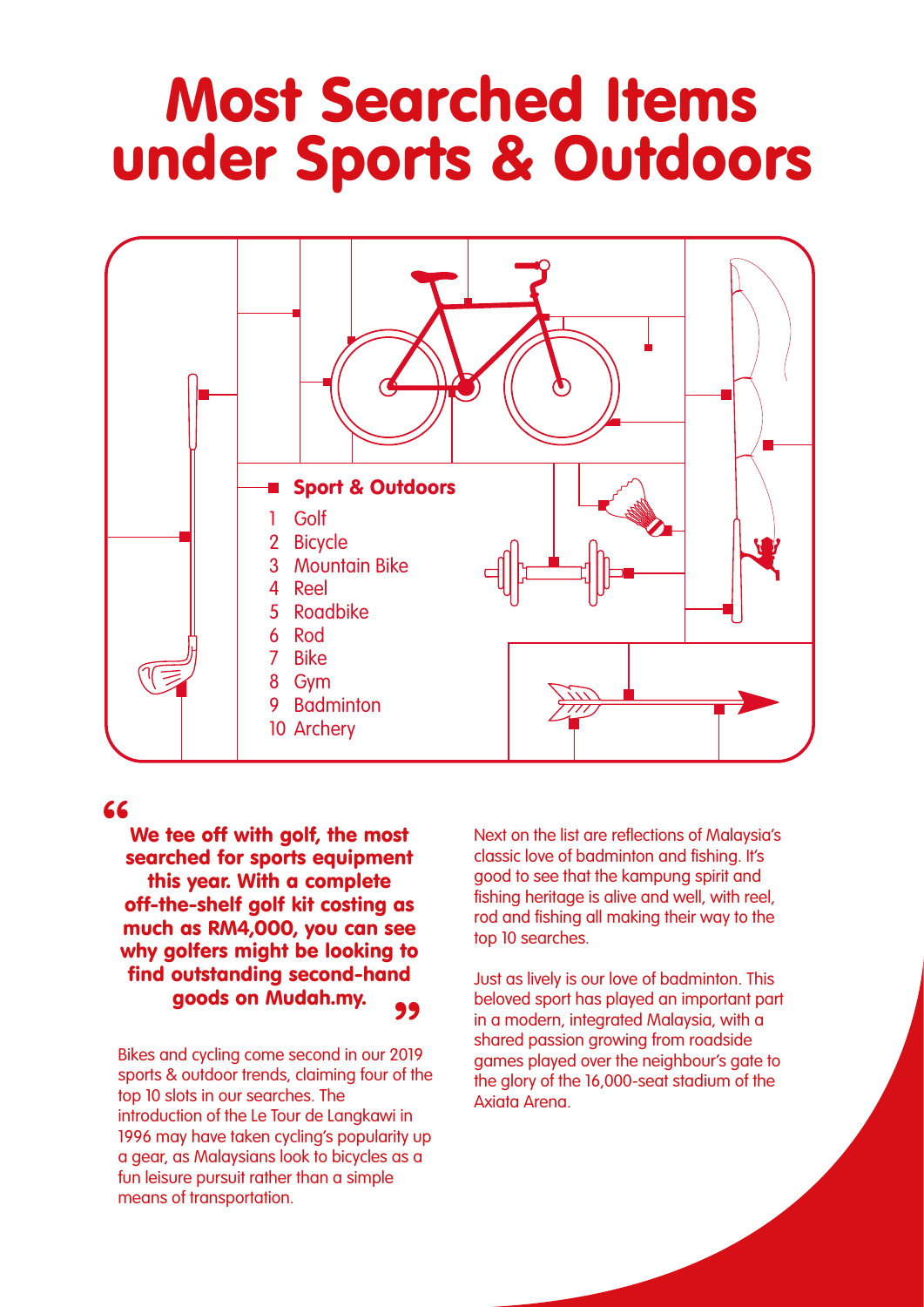# Most Searched Items under Sports & Outdoors

**Sport & Outdoors**

1. Golf
2. Bicycle
3. Mountain Bike
4. Reel
5. Roadbike
6. Rod
7. Bike
8. Gym
9. Badminton
10. Archery

> **"We tee off with golf, the most searched for sports equipment this year. With a complete off-the-shelf golf kit costing as much as RM4,000, you can see why golfers might be looking to find outstanding second-hand goods on Mudah.my."**

Bikes and cycling come second in our 2019 sports & outdoor trends, claiming four of the top 10 slots in our searches. The introduction of the Le Tour de Langkawi in 1996 may have taken cycling's popularity up a gear, as Malaysians look to bicycles as a fun leisure pursuit rather than a simple means of transportation.

Next on the list are reflections of Malaysia's classic love of badminton and fishing. It's good to see that the kampung spirit and fishing heritage is alive and well, with reel, rod and fishing all making their way to the top 10 searches.

Just as lively is our love of badminton. This beloved sport has played an important part in a modern, integrated Malaysia, with a shared passion growing from roadside games played over the neighbour's gate to the glory of the 16,000-seat stadium of the Axiata Arena.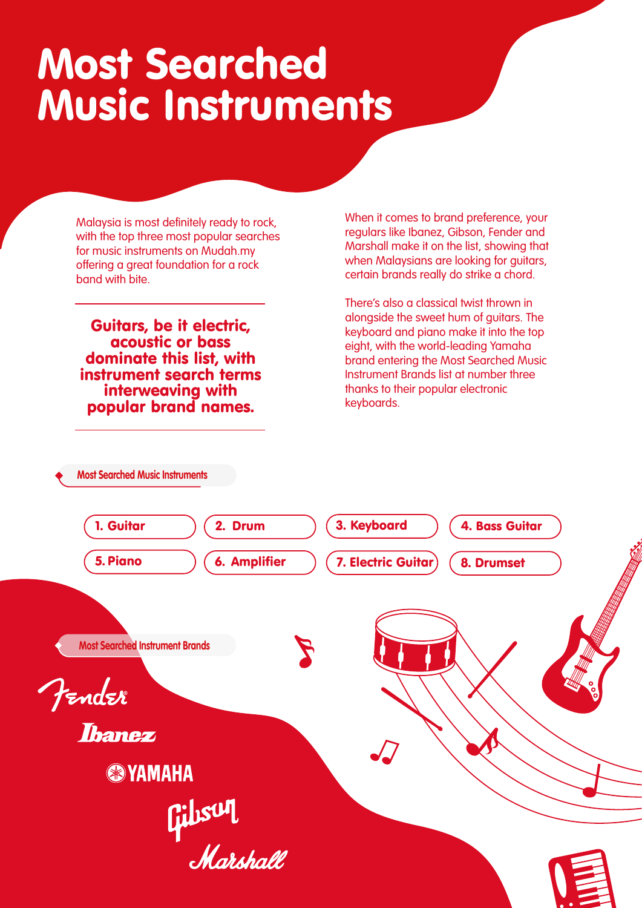# Most Searched Music Instruments

Malaysia is most definitely ready to rock, with the top three most popular searches for music instruments on Mudah.my offering a great foundation for a rock band with bite.

**Guitars, be it electric, acoustic or bass dominate this list, with instrument search terms interweaving with popular brand names.**

When it comes to brand preference, your regulars like Ibanez, Gibson, Fender and Marshall make it on the list, showing that when Malaysians are looking for guitars, certain brands really do strike a chord.

There's also a classical twist thrown in alongside the sweet hum of guitars. The keyboard and piano make it into the top eight, with the world-leading Yamaha brand entering the Most Searched Music Instrument Brands list at number three thanks to their popular electronic keyboards.

## Most Searched Music Instruments

1. Guitar
2. Drum
3. Keyboard
4. Bass Guitar
5. Piano
6. Amplifier
7. Electric Guitar
8. Drumset

## Most Searched Instrument Brands

- Fender
- Ibanez
- YAMAHA
- Gibson
- Marshall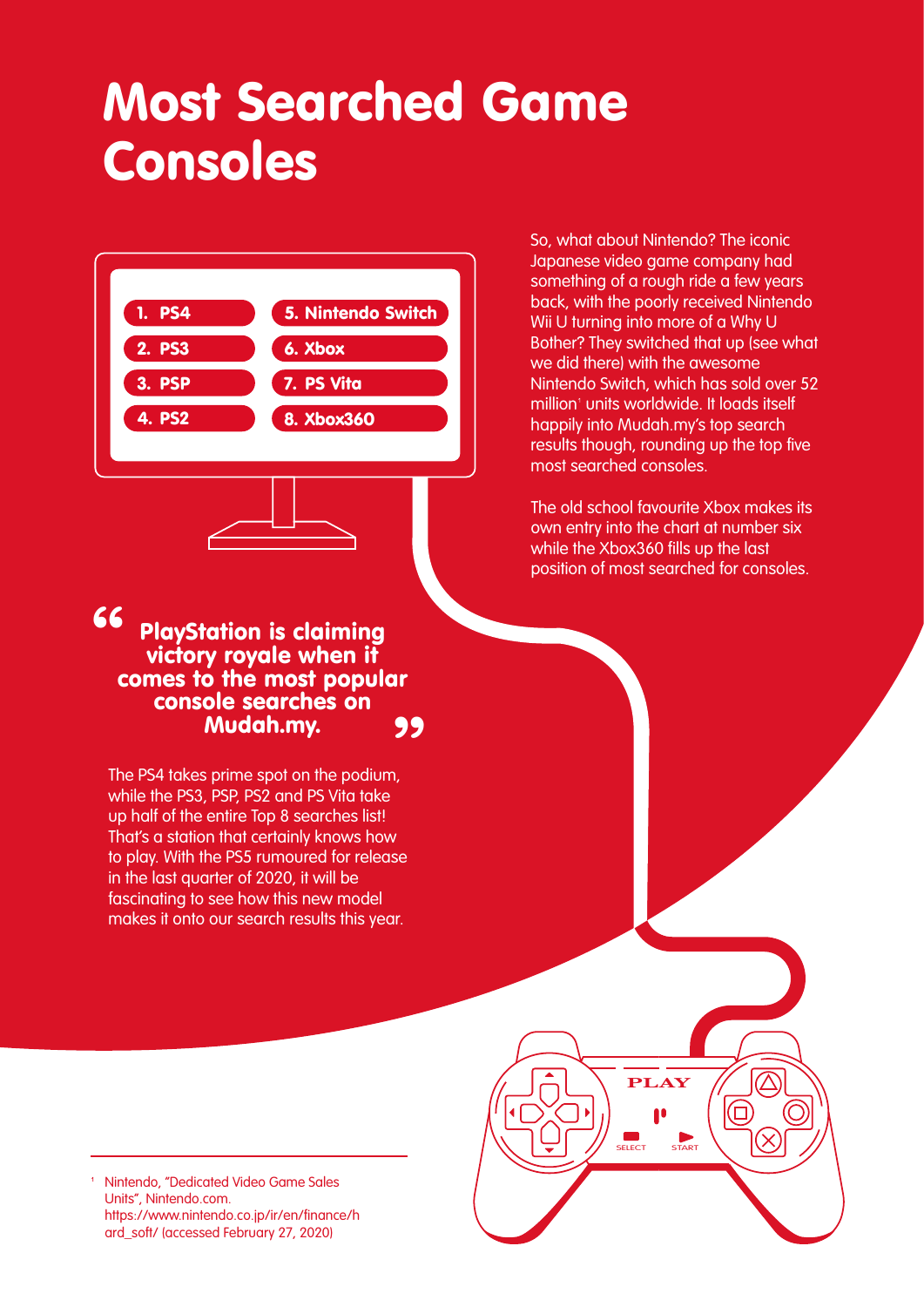# Most Searched Game Consoles

1. PS4
2. PS3
3. PSP
4. PS2
5. Nintendo Switch
6. Xbox
7. PS Vita
8. Xbox360

> **"PlayStation is claiming victory royale when it comes to the most popular console searches on Mudah.my."**

The PS4 takes prime spot on the podium, while the PS3, PSP, PS2 and PS Vita take up half of the entire Top 8 searches list! That's a station that certainly knows how to play. With the PS5 rumoured for release in the last quarter of 2020, it will be fascinating to see how this new model makes it onto our search results this year.

So, what about Nintendo? The iconic Japanese video game company had something of a rough ride a few years back, with the poorly received Nintendo Wii U turning into more of a Why U Bother? They switched that up (see what we did there) with the awesome Nintendo Switch, which has sold over 52 million[1] units worldwide. It loads itself happily into Mudah.my's top search results though, rounding up the top five most searched consoles.

The old school favourite Xbox makes its own entry into the chart at number six while the Xbox360 fills up the last position of most searched for consoles.

[1] Nintendo, "Dedicated Video Game Sales Units", Nintendo.com. https://www.nintendo.co.jp/ir/en/finance/hard_soft/ (accessed February 27, 2020)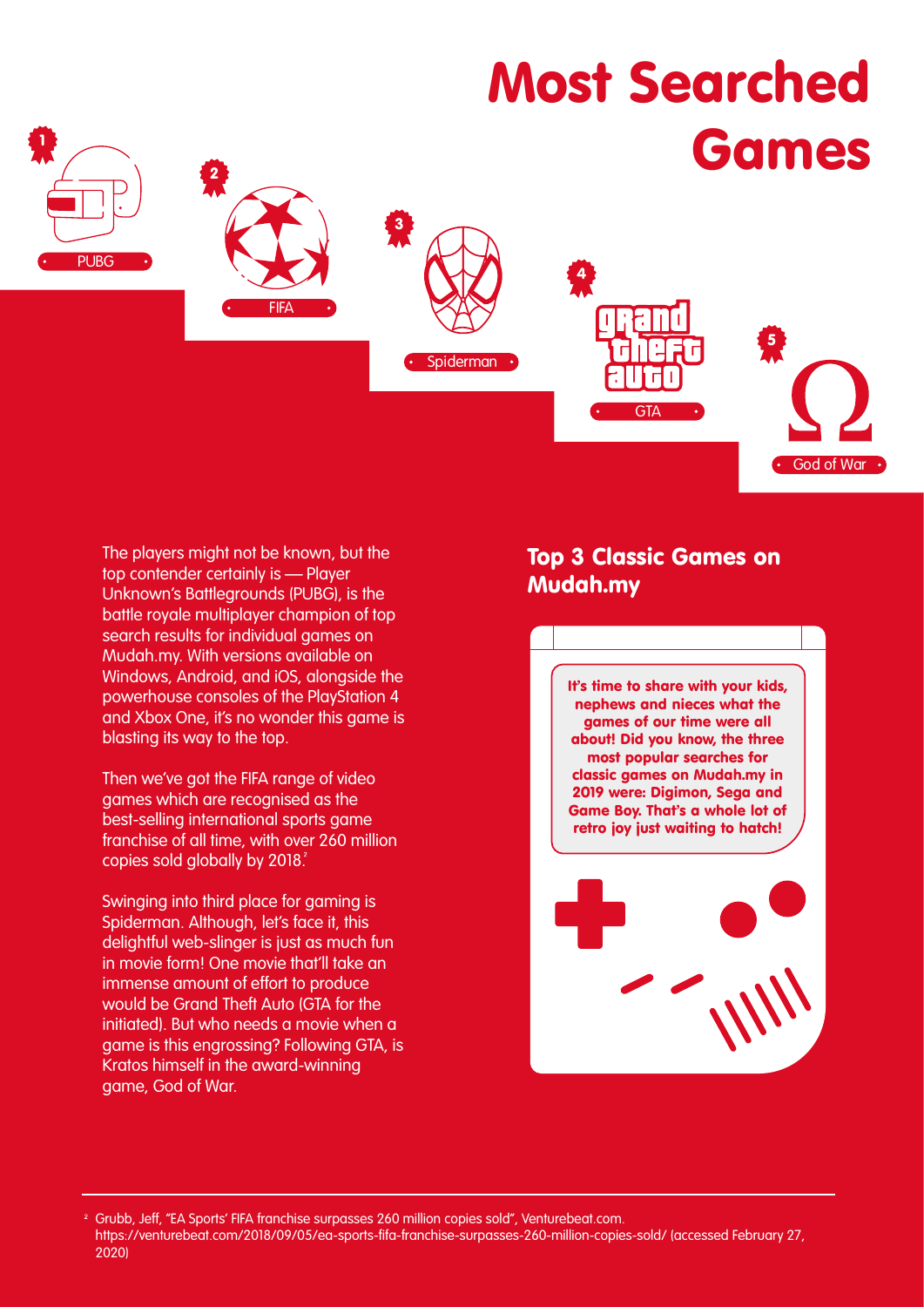# Most Searched Games

1. PUBG
2. FIFA
3. Spiderman
4. GTA
5. God of War

The players might not be known, but the top contender certainly is — Player Unknown's Battlegrounds (PUBG), is the battle royale multiplayer champion of top search results for individual games on Mudah.my. With versions available on Windows, Android, and iOS, alongside the powerhouse consoles of the PlayStation 4 and Xbox One, it's no wonder this game is blasting its way to the top.

Then we've got the FIFA range of video games which are recognised as the best-selling international sports game franchise of all time, with over 260 million copies sold globally by 2018.[2]

Swinging into third place for gaming is Spiderman. Although, let's face it, this delightful web-slinger is just as much fun in movie form! One movie that'll take an immense amount of effort to produce would be Grand Theft Auto (GTA for the initiated). But who needs a movie when a game is this engrossing? Following GTA, is Kratos himself in the award-winning game, God of War.

## Top 3 Classic Games on Mudah.my

**It's time to share with your kids, nephews and nieces what the games of our time were all about! Did you know, the three most popular searches for classic games on Mudah.my in 2019 were: Digimon, Sega and Game Boy. That's a whole lot of retro joy just waiting to hatch!**

---

[2] Grubb, Jeff, "EA Sports' FIFA franchise surpasses 260 million copies sold", Venturebeat.com. https://venturebeat.com/2018/09/05/ea-sports-fifa-franchise-surpasses-260-million-copies-sold/ (accessed February 27, 2020)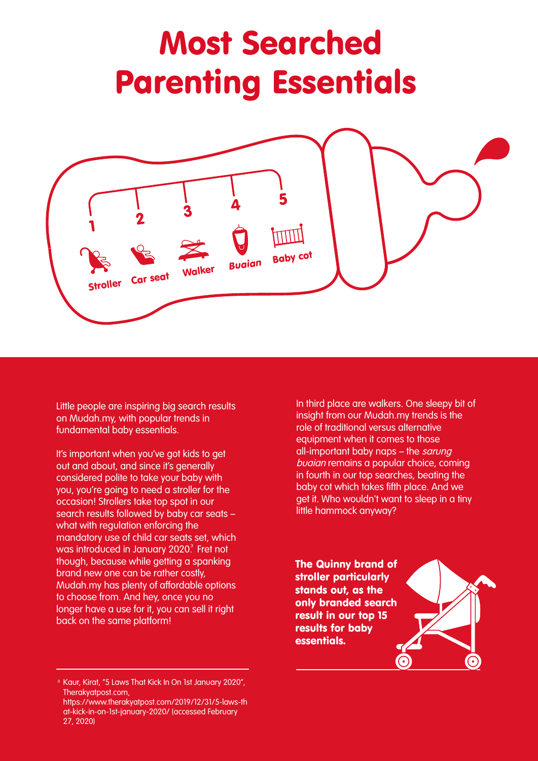# Most Searched Parenting Essentials

1 Stroller
2 Car seat
3 Walker
4 Buaian
5 Baby cot

Little people are inspiring big search results on Mudah.my, with popular trends in fundamental baby essentials.

It's important when you've got kids to get out and about, and since it's generally considered polite to take your baby with you, you're going to need a stroller for the occasion! Strollers take top spot in our search results followed by baby car seats – what with regulation enforcing the mandatory use of child car seats set, which was introduced in January 2020.[3] Fret not though, because while getting a spanking brand new one can be rather costly, Mudah.my has plenty of affordable options to choose from. And hey, once you no longer have a use for it, you can sell it right back on the same platform!

In third place are walkers. One sleepy bit of insight from our Mudah.my trends is the role of traditional versus alternative equipment when it comes to those all-important baby naps – the *sarung buaian* remains a popular choice, coming in fourth in our top searches, beating the baby cot which takes fifth place. And we get it. Who wouldn't want to sleep in a tiny little hammock anyway?

**The Quinny brand of stroller particularly stands out, as the only branded search result in our top 15 results for baby essentials.**

[3] Kaur, Kirat, "5 Laws That Kick In On 1st January 2020", Therakyatpost.com, https://www.therakyatpost.com/2019/12/31/5-laws-that-kick-in-on-1st-january-2020/ (accessed February 27, 2020)